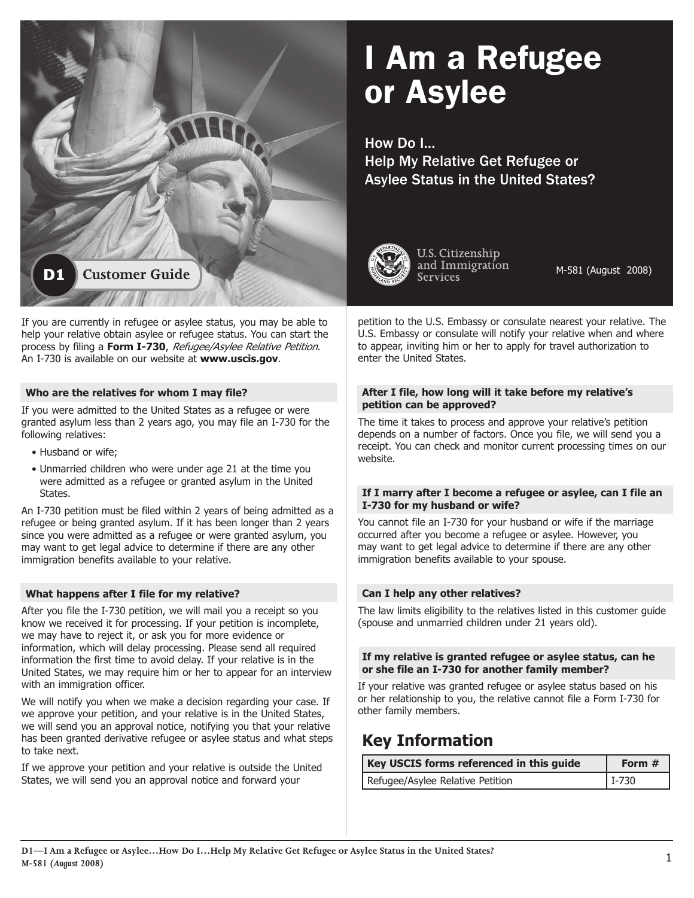# I Am a Refugee or Asylee

## How Do I… Help My Relative Get Refugee or Asylee Status in the United States?

D1 Customer Guide

U.S. Citizenship and Immigration Services

M-581 (August 2008)

If you are currently in refugee or asylee status, you may be able to help your relative obtain asylee or refugee status. You can start the process by filing a **Form I-730**, *Refugee/Asylee Relative Petition*. An I-730 is available on our website at **www.uscis.gov**.

### Who are the relatives for whom I may file?

If you were admitted to the United States as a refugee or were granted asylum less than 2 years ago, you may file an I-730 for the following relatives:

- Husband or wife;
- Unmarried children who were under age 21 at the time you were admitted as a refugee or granted asylum in the United States.

An I-730 petition must be filed within 2 years of being admitted as a refugee or being granted asylum. If it has been longer than 2 years since you were admitted as a refugee or were granted asylum, you may want to get legal advice to determine if there are any other immigration benefits available to your relative.

### What happens after I file for my relative?

After you file the I-730 petition, we will mail you a receipt so you know we received it for processing. If your petition is incomplete, we may have to reject it, or ask you for more evidence or information, which will delay processing. Please send all required information the first time to avoid delay. If your relative is in the United States, we may require him or her to appear for an interview with an immigration officer.

We will notify you when we make a decision regarding your case. If we approve your petition, and your relative is in the United States, we will send you an approval notice, notifying you that your relative has been granted derivative refugee or asylee status and what steps to take next.

If we approve your petition and your relative is outside the United States, we will send you an approval notice and forward your petition to the U.S. Embassy or consulate nearest your relative. The U.S. Embassy or consulate will notify your relative when and where to appear, inviting him or her to apply for travel authorization to enter the United States.

### After I file, how long will it take before my relative's petition can be approved?

The time it takes to process and approve your relative's petition depends on a number of factors. Once you file, we will send you a receipt. You can check and monitor current processing times on our website.

### If I marry after I become a refugee or asylee, can I file an I-730 for my husband or wife?

You cannot file an I-730 for your husband or wife if the marriage occurred after you become a refugee or asylee. However, you may want to get legal advice to determine if there are any other immigration benefits available to your spouse.

### Can I help any other relatives?

The law limits eligibility to the relatives listed in this customer guide (spouse and unmarried children under 21 years old).

### If my relative is granted refugee or asylee status, can he or she file an I-730 for another family member?

If your relative was granted refugee or asylee status based on his or her relationship to you, the relative cannot file a Form I-730 for other family members.

## Key Information

| Key USCIS forms referenced in this guide | Form # |
|---|---|
| Refugee/Asylee Relative Petition | I-730 |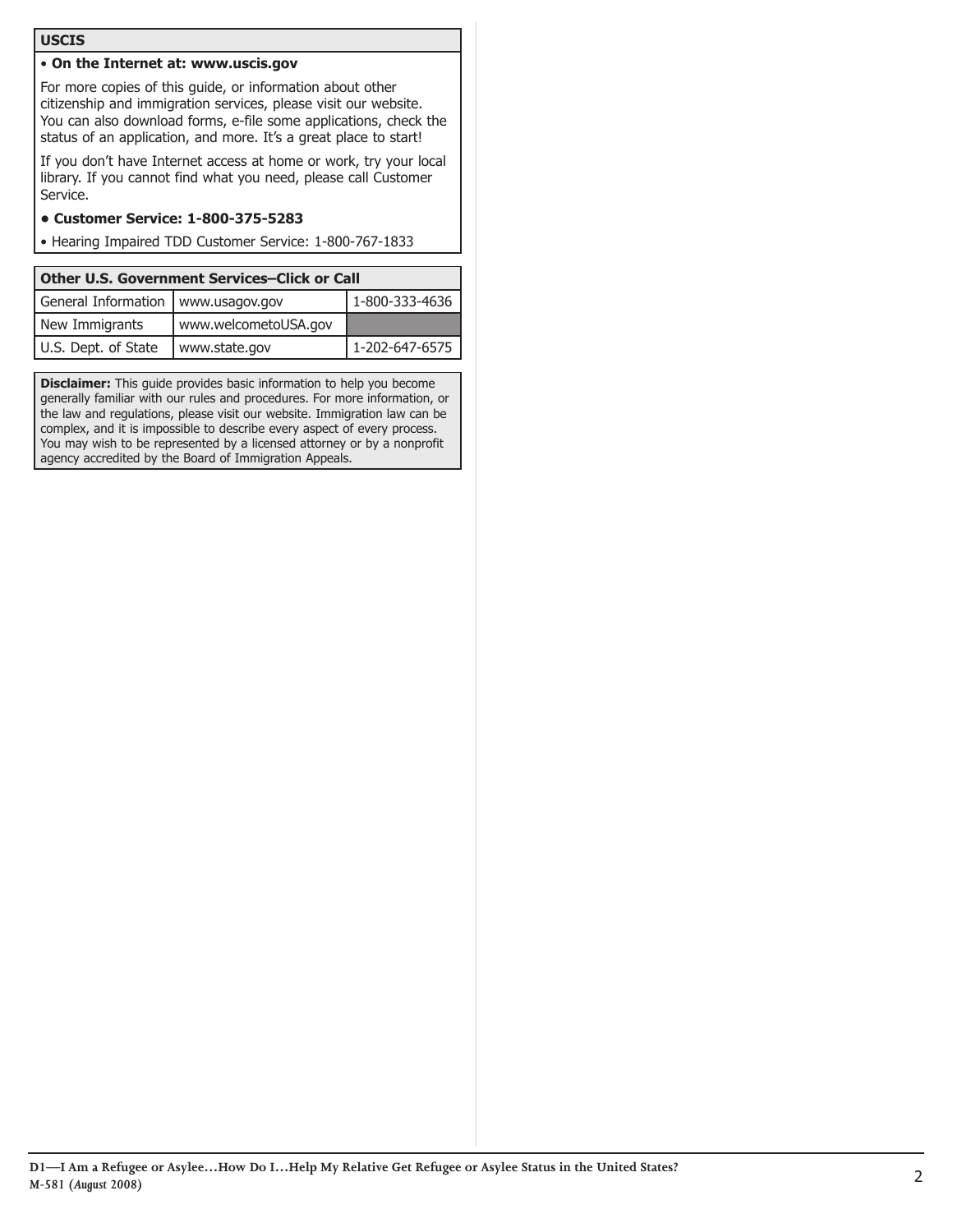## USCIS

- **On the Internet at: www.uscis.gov**

For more copies of this guide, or information about other citizenship and immigration services, please visit our website. You can also download forms, e-file some applications, check the status of an application, and more. It's a great place to start!

If you don't have Internet access at home or work, try your local library. If you cannot find what you need, please call Customer Service.

- **Customer Service: 1-800-375-5283**
- Hearing Impaired TDD Customer Service: 1-800-767-1833

| Other U.S. Government Services–Click or Call | | |
|---|---|---|
| General Information | www.usagov.gov | 1-800-333-4636 |
| New Immigrants | www.welcometoUSA.gov | |
| U.S. Dept. of State | www.state.gov | 1-202-647-6575 |

**Disclaimer:** This guide provides basic information to help you become generally familiar with our rules and procedures. For more information, or the law and regulations, please visit our website. Immigration law can be complex, and it is impossible to describe every aspect of every process. You may wish to be represented by a licensed attorney or by a nonprofit agency accredited by the Board of Immigration Appeals.